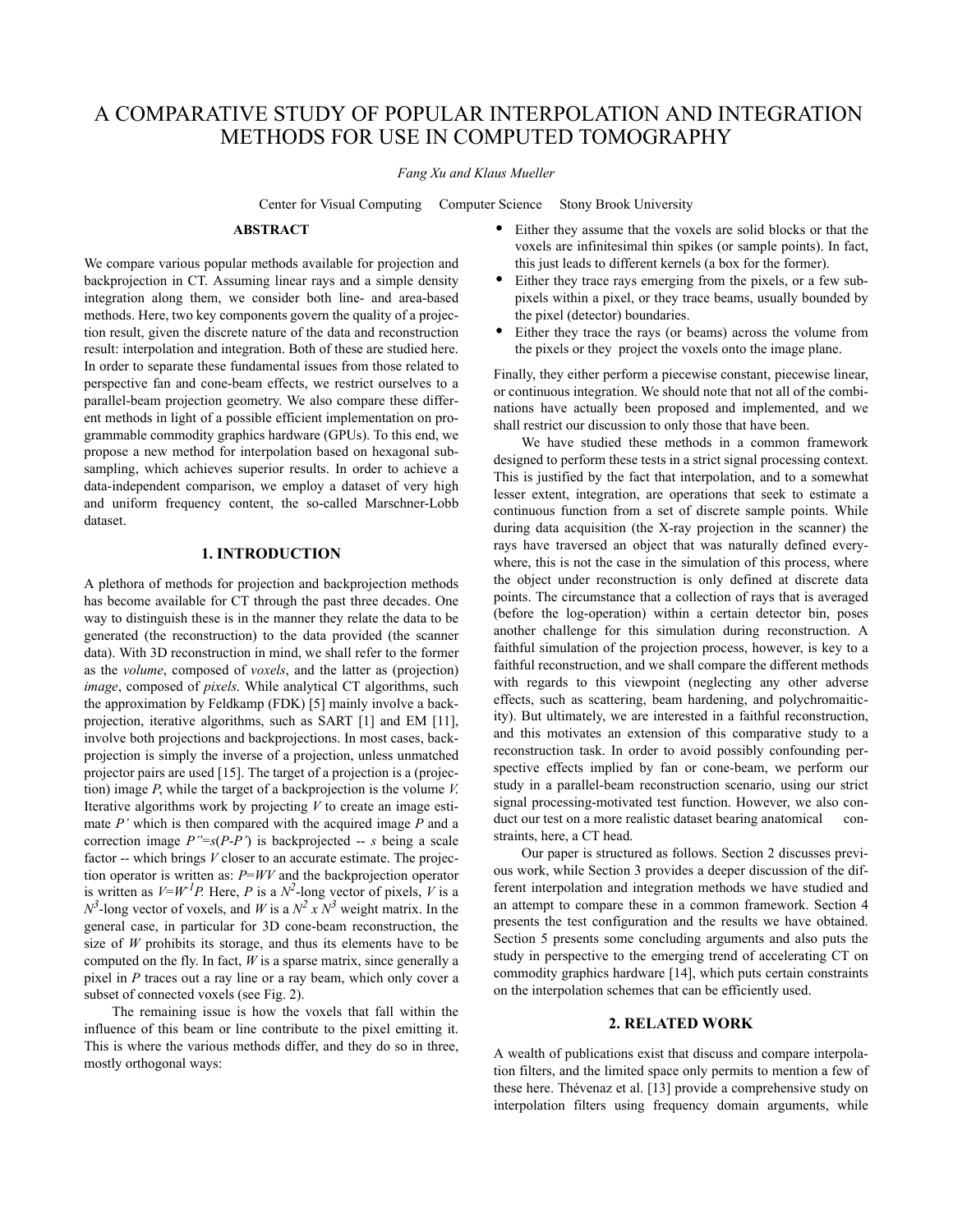# A COMPARATIVE STUDY OF POPULAR INTERPOLATION AND INTEGRATION METHODS FOR USE IN COMPUTED TOMOGRAPHY

*Fang Xu and Klaus Mueller*

Center for Visual Computing Computer Science Stony Brook University

## ABSTRACT

We compare various popular methods available for projection and backprojection in CT. Assuming linear rays and a simple density integration along them, we consider both line- and area-based methods. Here, two key components govern the quality of a projection result, given the discrete nature of the data and reconstruction result: interpolation and integration. Both of these are studied here. In order to separate these fundamental issues from those related to perspective fan and cone-beam effects, we restrict ourselves to a parallel-beam projection geometry. We also compare these different methods in light of a possible efficient implementation on programmable commodity graphics hardware (GPUs). To this end, we propose a new method for interpolation based on hexagonal subsampling, which achieves superior results. In order to achieve a data-independent comparison, we employ a dataset of very high and uniform frequency content, the so-called Marschner-Lobb dataset.

## 1. INTRODUCTION

A plethora of methods for projection and backprojection methods has become available for CT through the past three decades. One way to distinguish these is in the manner they relate the data to be generated (the reconstruction) to the data provided (the scanner data). With 3D reconstruction in mind, we shall refer to the former as the *volume*, composed of *voxels*, and the latter as (projection) *image*, composed of *pixels*. While analytical CT algorithms, such the approximation by Feldkamp (FDK) [5] mainly involve a backprojection, iterative algorithms, such as SART [1] and EM [11], involve both projections and backprojections. In most cases, backprojection is simply the inverse of a projection, unless unmatched projector pairs are used [15]. The target of a projection is a (projection) image $P$, while the target of a backprojection is the volume $V$. Iterative algorithms work by projecting $V$ to create an image estimate $P'$ which is then compared with the acquired image $P$ and a correction image $P''=s(P-P')$ is backprojected -- $s$ being a scale factor -- which brings $V$ closer to an accurate estimate. The projection operator is written as: $P=WV$ and the backprojection operator is written as $V=W^{-1}P$. Here, $P$ is a $N^2$-long vector of pixels, $V$ is a $N^3$-long vector of voxels, and $W$ is a $N^2 \times N^3$ weight matrix. In the general case, in particular for 3D cone-beam reconstruction, the size of $W$ prohibits its storage, and thus its elements have to be computed on the fly. In fact, $W$ is a sparse matrix, since generally a pixel in $P$ traces out a ray line or a ray beam, which only cover a subset of connected voxels (see Fig. 2).

The remaining issue is how the voxels that fall within the influence of this beam or line contribute to the pixel emitting it. This is where the various methods differ, and they do so in three, mostly orthogonal ways:

- Either they assume that the voxels are solid blocks or that the voxels are infinitesimal thin spikes (or sample points). In fact, this just leads to different kernels (a box for the former).
- Either they trace rays emerging from the pixels, or a few subpixels within a pixel, or they trace beams, usually bounded by the pixel (detector) boundaries.
- Either they trace the rays (or beams) across the volume from the pixels or they project the voxels onto the image plane.

Finally, they either perform a piecewise constant, piecewise linear, or continuous integration. We should note that not all of the combinations have actually been proposed and implemented, and we shall restrict our discussion to only those that have been.

We have studied these methods in a common framework designed to perform these tests in a strict signal processing context. This is justified by the fact that interpolation, and to a somewhat lesser extent, integration, are operations that seek to estimate a continuous function from a set of discrete sample points. While during data acquisition (the X-ray projection in the scanner) the rays have traversed an object that was naturally defined everywhere, this is not the case in the simulation of this process, where the object under reconstruction is only defined at discrete data points. The circumstance that a collection of rays that is averaged (before the log-operation) within a certain detector bin, poses another challenge for this simulation during reconstruction. A faithful simulation of the projection process, however, is key to a faithful reconstruction, and we shall compare the different methods with regards to this viewpoint (neglecting any other adverse effects, such as scattering, beam hardening, and polychromaiticity). But ultimately, we are interested in a faithful reconstruction, and this motivates an extension of this comparative study to a reconstruction task. In order to avoid possibly confounding perspective effects implied by fan or cone-beam, we perform our study in a parallel-beam reconstruction scenario, using our strict signal processing-motivated test function. However, we also conduct our test on a more realistic dataset bearing anatomical constraints, here, a CT head.

Our paper is structured as follows. Section 2 discusses previous work, while Section 3 provides a deeper discussion of the different interpolation and integration methods we have studied and an attempt to compare these in a common framework. Section 4 presents the test configuration and the results we have obtained. Section 5 presents some concluding arguments and also puts the study in perspective to the emerging trend of accelerating CT on commodity graphics hardware [14], which puts certain constraints on the interpolation schemes that can be efficiently used.

## 2. RELATED WORK

A wealth of publications exist that discuss and compare interpolation filters, and the limited space only permits to mention a few of these here. Thévenaz et al. [13] provide a comprehensive study on interpolation filters using frequency domain arguments, while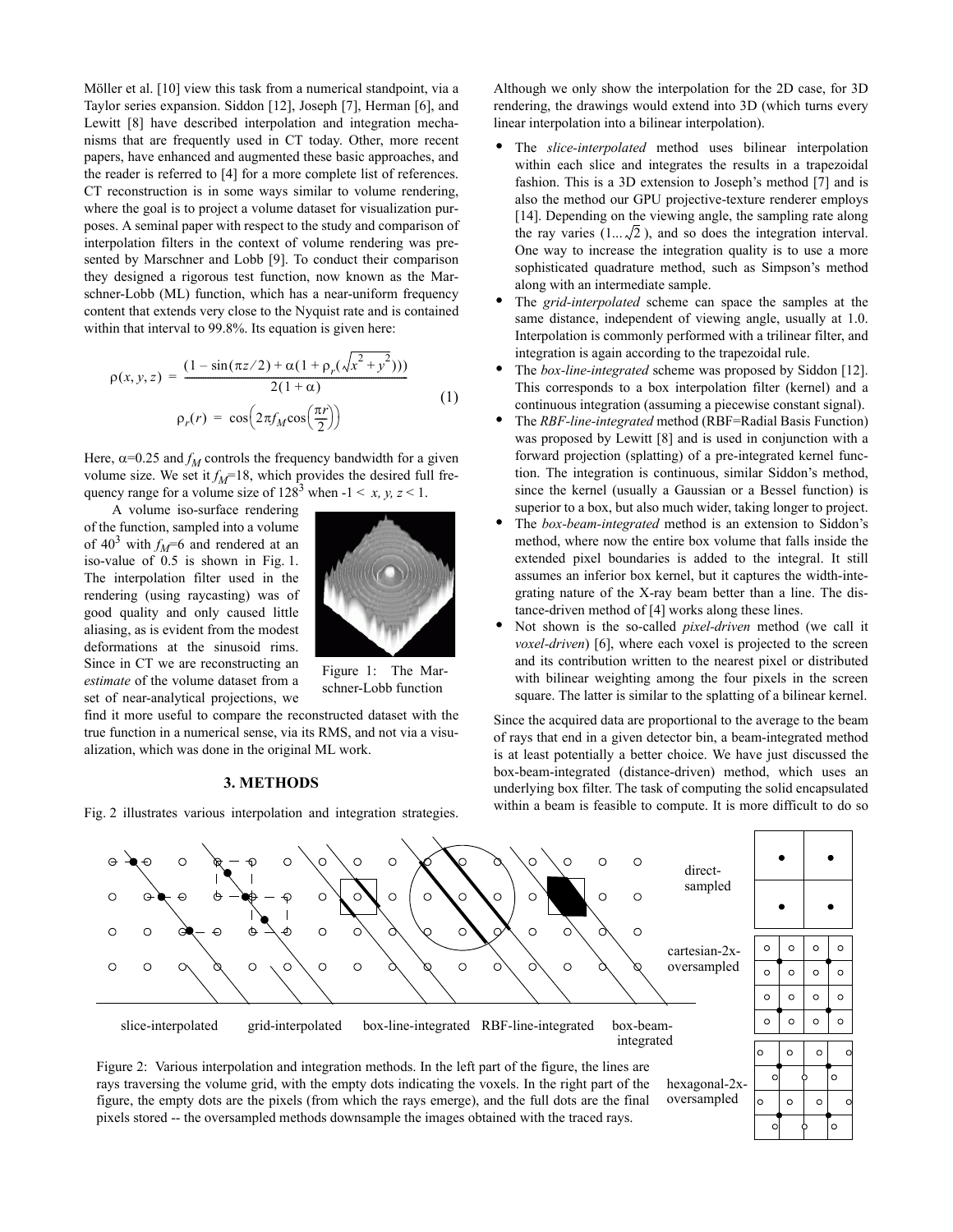Möller et al. [10] view this task from a numerical standpoint, via a Taylor series expansion. Siddon [12], Joseph [7], Herman [6], and Lewitt [8] have described interpolation and integration mechanisms that are frequently used in CT today. Other, more recent papers, have enhanced and augmented these basic approaches, and the reader is referred to [4] for a more complete list of references. CT reconstruction is in some ways similar to volume rendering, where the goal is to project a volume dataset for visualization purposes. A seminal paper with respect to the study and comparison of interpolation filters in the context of volume rendering was presented by Marschner and Lobb [9]. To conduct their comparison they designed a rigorous test function, now known as the Marschner-Lobb (ML) function, which has a near-uniform frequency content that extends very close to the Nyquist rate and is contained within that interval to 99.8%. Its equation is given here:

$$\rho(x,y,z) = \frac{(1-\sin(\pi z/2) + \alpha(1+\rho_r(\sqrt{x^2+y^2})))}{2(1+\alpha)} \qquad (1)$$

$$\rho_r(r) = \cos\left(2\pi f_M \cos\left(\frac{\pi r}{2}\right)\right)$$

Here, $\alpha$=0.25 and $f_M$ controls the frequency bandwidth for a given volume size. We set it $f_M$=18, which provides the desired full frequency range for a volume size of $128^3$ when $-1 < x, y, z < 1$.

A volume iso-surface rendering of the function, sampled into a volume of $40^3$ with $f_M$=6 and rendered at an iso-value of 0.5 is shown in Fig. 1. The interpolation filter used in the rendering (using raycasting) was of good quality and only caused little aliasing, as is evident from the modest deformations at the sinusoid rims. Since in CT we are reconstructing an *estimate* of the volume dataset from a set of near-analytical projections, we find it more useful to compare the reconstructed dataset with the true function in a numerical sense, via its RMS, and not via a visualization, which was done in the original ML work.

Figure 1: The Marschner-Lobb function

## 3. METHODS

Fig. 2 illustrates various interpolation and integration strategies. Although we only show the interpolation for the 2D case, for 3D rendering, the drawings would extend into 3D (which turns every linear interpolation into a bilinear interpolation).

- The *slice-interpolated* method uses bilinear interpolation within each slice and integrates the results in a trapezoidal fashion. This is a 3D extension to Joseph's method [7] and is also the method our GPU projective-texture renderer employs [14]. Depending on the viewing angle, the sampling rate along the ray varies ($1...\sqrt{2}$), and so does the integration interval. One way to increase the integration quality is to use a more sophisticated quadrature method, such as Simpson's method along with an intermediate sample.
- The *grid-interpolated* scheme can space the samples at the same distance, independent of viewing angle, usually at 1.0. Interpolation is commonly performed with a trilinear filter, and integration is again according to the trapezoidal rule.
- The *box-line-integrated* scheme was proposed by Siddon [12]. This corresponds to a box interpolation filter (kernel) and a continuous integration (assuming a piecewise constant signal).
- The *RBF-line-integrated* method (RBF=Radial Basis Function) was proposed by Lewitt [8] and is used in conjunction with a forward projection (splatting) of a pre-integrated kernel function. The integration is continuous, similar Siddon's method, since the kernel (usually a Gaussian or a Bessel function) is superior to a box, but also much wider, taking longer to project.
- The *box-beam-integrated* method is an extension to Siddon's method, where now the entire box volume that falls inside the extended pixel boundaries is added to the integral. It still assumes an inferior box kernel, but it captures the width-integrating nature of the X-ray beam better than a line. The distance-driven method of [4] works along these lines.
- Not shown is the so-called *pixel-driven* method (we call it *voxel-driven*) [6], where each voxel is projected to the screen and its contribution written to the nearest pixel or distributed with bilinear weighting among the four pixels in the screen square. The latter is similar to the splatting of a bilinear kernel.

Since the acquired data are proportional to the average to the beam of rays that end in a given detector bin, a beam-integrated method is at least potentially a better choice. We have just discussed the box-beam-integrated (distance-driven) method, which uses an underlying box filter. The task of computing the solid encapsulated within a beam is feasible to compute. It is more difficult to do so

Figure 2: Various interpolation and integration methods. In the left part of the figure, the lines are rays traversing the volume grid, with the empty dots indicating the voxels. In the right part of the figure, the empty dots are the pixels (from which the rays emerge), and the full dots are the final pixels stored -- the oversampled methods downsample the images obtained with the traced rays.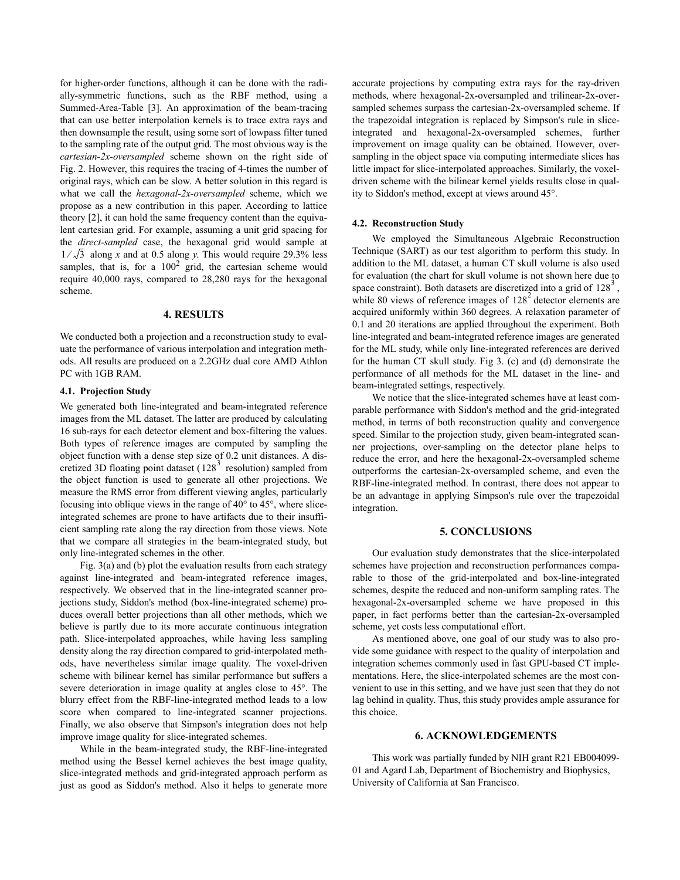for higher-order functions, although it can be done with the radially-symmetric functions, such as the RBF method, using a Summed-Area-Table [3]. An approximation of the beam-tracing that can use better interpolation kernels is to trace extra rays and then downsample the result, using some sort of lowpass filter tuned to the sampling rate of the output grid. The most obvious way is the *cartesian-2x-oversampled* scheme shown on the right side of Fig. 2. However, this requires the tracing of 4-times the number of original rays, which can be slow. A better solution in this regard is what we call the *hexagonal-2x-oversampled* scheme, which we propose as a new contribution in this paper. According to lattice theory [2], it can hold the same frequency content than the equivalent cartesian grid. For example, assuming a unit grid spacing for the *direct-sampled* case, the hexagonal grid would sample at $1/\sqrt{3}$ along *x* and at 0.5 along *y*. This would require 29.3% less samples, that is, for a $100^2$ grid, the cartesian scheme would require 40,000 rays, compared to 28,280 rays for the hexagonal scheme.

## 4. RESULTS

We conducted both a projection and a reconstruction study to evaluate the performance of various interpolation and integration methods. All results are produced on a 2.2GHz dual core AMD Athlon PC with 1GB RAM.

### 4.1. Projection Study

We generated both line-integrated and beam-integrated reference images from the ML dataset. The latter are produced by calculating 16 sub-rays for each detector element and box-filtering the values. Both types of reference images are computed by sampling the object function with a dense step size of 0.2 unit distances. A discretized 3D floating point dataset ($128^3$ resolution) sampled from the object function is used to generate all other projections. We measure the RMS error from different viewing angles, particularly focusing into oblique views in the range of 40° to 45°, where slice-integrated schemes are prone to have artifacts due to their insufficient sampling rate along the ray direction from those views. Note that we compare all strategies in the beam-integrated study, but only line-integrated schemes in the other.

Fig. 3(a) and (b) plot the evaluation results from each strategy against line-integrated and beam-integrated reference images, respectively. We observed that in the line-integrated scanner projections study, Siddon's method (box-line-integrated scheme) produces overall better projections than all other methods, which we believe is partly due to its more accurate continuous integration path. Slice-interpolated approaches, while having less sampling density along the ray direction compared to grid-interpolated methods, have nevertheless similar image quality. The voxel-driven scheme with bilinear kernel has similar performance but suffers a severe deterioration in image quality at angles close to 45°. The blurry effect from the RBF-line-integrated method leads to a low score when compared to line-integrated scanner projections. Finally, we also observe that Simpson's integration does not help improve image quality for slice-integrated schemes.

While in the beam-integrated study, the RBF-line-integrated method using the Bessel kernel achieves the best image quality, slice-integrated methods and grid-integrated approach perform as just as good as Siddon's method. Also it helps to generate more accurate projections by computing extra rays for the ray-driven methods, where hexagonal-2x-oversampled and trilinear-2x-oversampled schemes surpass the cartesian-2x-oversampled scheme. If the trapezoidal integration is replaced by Simpson's rule in slice-integrated and hexagonal-2x-oversampled schemes, further improvement on image quality can be obtained. However, oversampling in the object space via computing intermediate slices has little impact for slice-interpolated approaches. Similarly, the voxel-driven scheme with the bilinear kernel yields results close in quality to Siddon's method, except at views around 45°.

### 4.2. Reconstruction Study

We employed the Simultaneous Algebraic Reconstruction Technique (SART) as our test algorithm to perform this study. In addition to the ML dataset, a human CT skull volume is also used for evaluation (the chart for skull volume is not shown here due to space constraint). Both datasets are discretized into a grid of $128^3$, while 80 views of reference images of $128^2$ detector elements are acquired uniformly within 360 degrees. A relaxation parameter of 0.1 and 20 iterations are applied throughout the experiment. Both line-integrated and beam-integrated reference images are generated for the ML study, while only line-integrated references are derived for the human CT skull study. Fig 3. (c) and (d) demonstrate the performance of all methods for the ML dataset in the line- and beam-integrated settings, respectively.

We notice that the slice-integrated schemes have at least comparable performance with Siddon's method and the grid-integrated method, in terms of both reconstruction quality and convergence speed. Similar to the projection study, given beam-integrated scanner projections, over-sampling on the detector plane helps to reduce the error, and here the hexagonal-2x-oversampled scheme outperforms the cartesian-2x-oversampled scheme, and even the RBF-line-integrated method. In contrast, there does not appear to be an advantage in applying Simpson's rule over the trapezoidal integration.

## 5. CONCLUSIONS

Our evaluation study demonstrates that the slice-interpolated schemes have projection and reconstruction performances comparable to those of the grid-interpolated and box-line-integrated schemes, despite the reduced and non-uniform sampling rates. The hexagonal-2x-oversampled scheme we have proposed in this paper, in fact performs better than the cartesian-2x-oversampled scheme, yet costs less computational effort.

As mentioned above, one goal of our study was to also provide some guidance with respect to the quality of interpolation and integration schemes commonly used in fast GPU-based CT implementations. Here, the slice-interpolated schemes are the most convenient to use in this setting, and we have just seen that they do not lag behind in quality. Thus, this study provides ample assurance for this choice.

## 6. ACKNOWLEDGEMENTS

This work was partially funded by NIH grant R21 EB004099-01 and Agard Lab, Department of Biochemistry and Biophysics, University of California at San Francisco.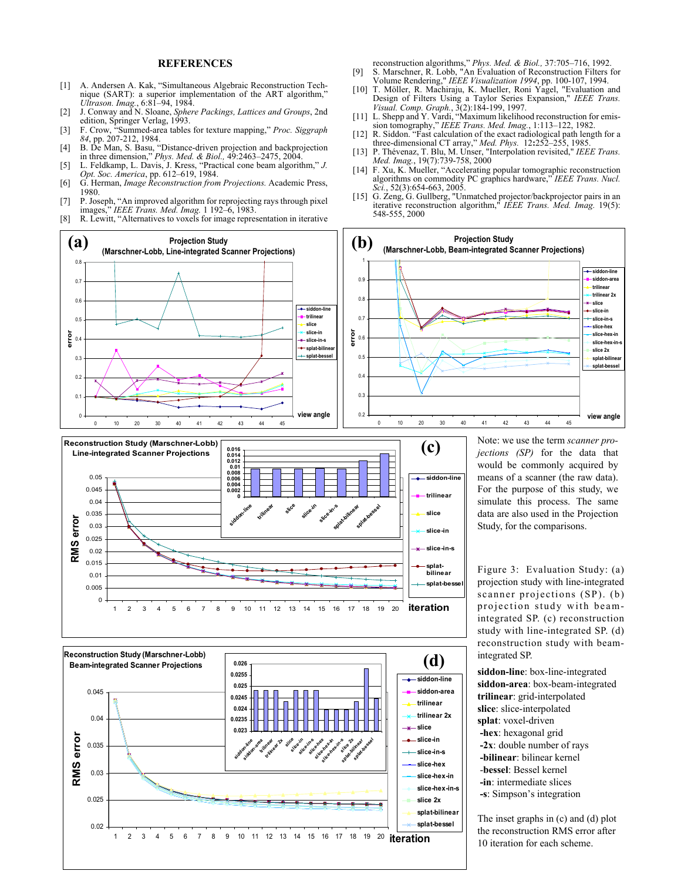## REFERENCES

[1] A. Andersen A. Kak, "Simultaneous Algebraic Reconstruction Technique (SART): a superior implementation of the ART algorithm," *Ultrason. Imag.*, 6:81–94, 1984.

[2] J. Conway and N. Sloane, *Sphere Packings, Lattices and Groups*, 2nd edition, Springer Verlag, 1993.

[3] F. Crow, "Summed-area tables for texture mapping," *Proc. Siggraph 84*, pp. 207-212, 1984.

[4] B. De Man, S. Basu, "Distance-driven projection and backprojection in three dimension," *Phys. Med. & Biol.,* 49:2463–2475, 2004.

[5] L. Feldkamp, L. Davis, J. Kress, "Practical cone beam algorithm," *J. Opt. Soc. America*, pp. 612–619, 1984.

[6] G. Herman, *Image Reconstruction from Projections.* Academic Press, 1980.

[7] P. Joseph, "An improved algorithm for reprojecting rays through pixel images," *IEEE Trans. Med. Imag.* 1 192–6, 1983.

[8] R. Lewitt, "Alternatives to voxels for image representation in iterative reconstruction algorithms," *Phys. Med. & Biol.,* 37:705–716, 1992.

[9] S. Marschner, R. Lobb, "An Evaluation of Reconstruction Filters for Volume Rendering," *IEEE Visualization 1994*, pp. 100-107, 1994.

[10] T. Möller, R. Machiraju, K. Mueller, Roni Yagel, "Evaluation and Design of Filters Using a Taylor Series Expansion," *IEEE Trans. Visual. Comp. Graph.*, 3(2):184-199, 1997.

[11] L. Shepp and Y. Vardi, "Maximum likelihood reconstruction for emission tomography," *IEEE Trans. Med. Imag.*, 1:113–122, 1982.

[12] R. Siddon. "Fast calculation of the exact radiological path length for a three-dimensional CT array," *Med. Phys.* 12:252–255, 1985.

[13] P. Thévenaz, T. Blu, M. Unser, "Interpolation revisited," *IEEE Trans. Med. Imag.*, 19(7):739-758, 2000

[14] F. Xu, K. Mueller, "Accelerating popular tomographic reconstruction algorithms on commodity PC graphics hardware," *IEEE Trans. Nucl. Sci.*, 52(3):654-663, 2005.

[15] G. Zeng, G. Gullberg, "Unmatched projector/backprojector pairs in an iterative reconstruction algorithm," *IEEE Trans. Med. Imag.* 19(5): 548-555, 2000

(a) Projection Study (Marschner-Lobb, Line-integrated Scanner Projections)
error
view angle
siddon-line, trilinear, slice, slice-in, slice-in-s, splat-bilinear, splat-bessel

(b) Projection Study (Marschner-Lobb, Beam-integrated Scanner Projections)
error
view angle
siddon-line, siddon-area, trilinear, trilinear 2x, slice, slice-in, slice-in-s, slice-hex, slice-hex-in, slice-hex-in-s, slice 2x, splat-bilinear, splat-bessel

(c) Reconstruction Study (Marschner-Lobb) Line-integrated Scanner Projections
RMS error
iteration
siddon-line, trilinear, slice, slice-in, slice-in-s, splat-bilinear, splat-bessel

(d) Reconstruction Study (Marschner-Lobb) Beam-integrated Scanner Projections
RMS error
iteration
siddon-line, siddon-area, trilinear, trilinear 2x, slice, slice-in, slice-in-s, slice-hex, slice-hex-in, slice-hex-in-s, slice 2x, splat-bilinear, splat-bessel

Note: we use the term *scanner projections (SP)* for the data that would be commonly acquired by means of a scanner (the raw data). For the purpose of this study, we simulate this process. The same data are also used in the Projection Study, for the comparisons.

Figure 3: Evaluation Study: (a) projection study with line-integrated scanner projections (SP). (b) projection study with beam-integrated SP. (c) reconstruction study with line-integrated SP. (d) reconstruction study with beam-integrated SP.

**siddon-line**: box-line-integrated
**siddon-area**: box-beam-integrated
**trilinear**: grid-interpolated
**slice**: slice-interpolated
**splat**: voxel-driven
**-hex**: hexagonal grid
**-2x**: double number of rays
**-bilinear**: bilinear kernel
-**bessel**: Bessel kernel
-**in**: intermediate slices
-**s**: Simpson's integration

The inset graphs in (c) and (d) plot the reconstruction RMS error after 10 iteration for each scheme.